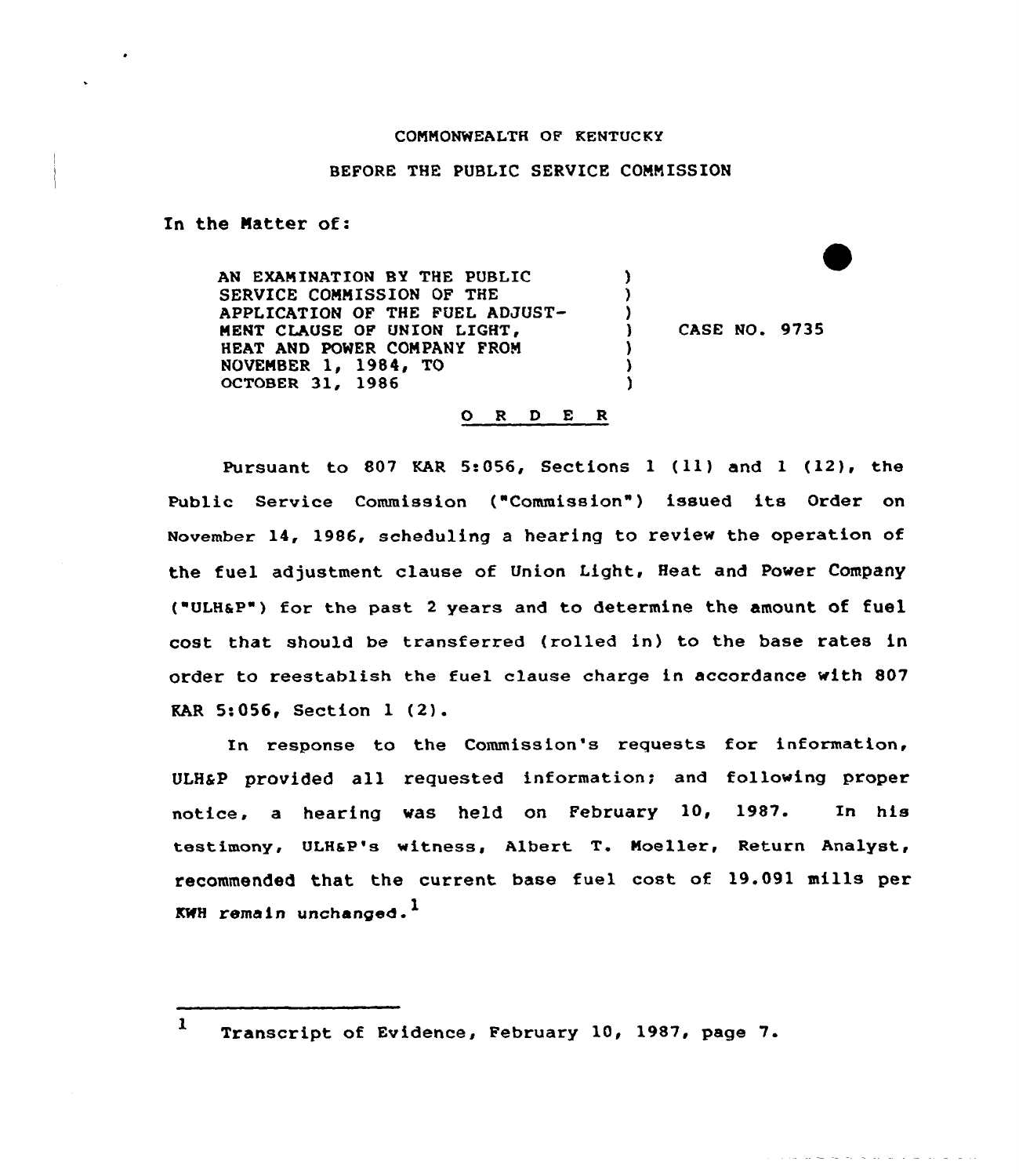COMMONWEALTH OF KENTUCKY

BEFORE THE PUBLIC SERVICE COMMISSION

In the Matter of:

| | | |
|---|---|---|
| AN EXAMINATION BY THE PUBLIC SERVICE COMMISSION OF THE APPLICATION OF THE FUEL ADJUSTMENT CLAUSE OF UNION LIGHT, HEAT AND POWER COMPANY FROM NOVEMBER 1, 1984, TO OCTOBER 31, 1986 | ) | CASE NO. 9735 |

O R D E R

Pursuant to 807 KAR 5:056, Sections 1 (11) and 1 (12), the Public Service Commission ("Commission") issued its Order on November 14, 1986, scheduling a hearing to review the operation of the fuel adjustment clause of Union Light, Heat and Power Company ("ULH&P") for the past 2 years and to determine the amount of fuel cost that should be transferred (rolled in) to the base rates in order to reestablish the fuel clause charge in accordance with 807 KAR 5:056, Section 1 (2).

In response to the Commission's requests for information, ULH&P provided all requested information; and following proper notice, a hearing was held on February 10, 1987. In his testimony, ULH&P's witness, Albert T. Moeller, Return Analyst, recommended that the current base fuel cost of 19.091 mills per KWH remain unchanged.[1]

---

[1] Transcript of Evidence, February 10, 1987, page 7.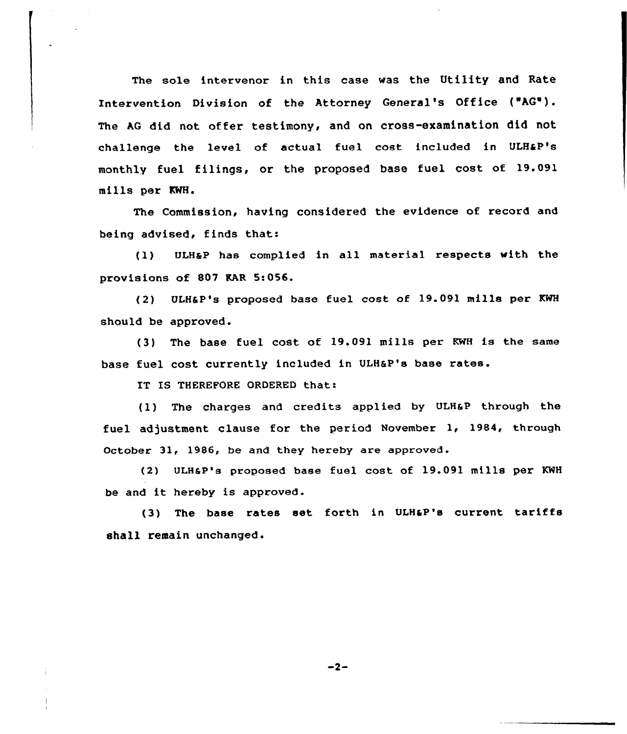The sole intervenor in this case was the Utility and Rate Intervention Division of the Attorney General's Office ("AG"). The AG did not offer testimony, and on cross-examination did not challenge the level of actual fuel cost included in ULH&P's monthly fuel filings, or the proposed base fuel cost of 19.091 mills per KWH.

The Commission, having considered the evidence of record and being advised, finds that:

(1) ULH&P has complied in all material respects with the provisions of 807 KAR 5:056.

(2) ULH&P's proposed base fuel cost of 19.091 mills per KWH should be approved.

(3) The base fuel cost of 19.091 mills per KWH is the same base fuel cost currently included in ULH&P's base rates.

IT IS THEREFORE ORDERED that:

(1) The charges and credits applied by ULH&P through the fuel adjustment clause for the period November 1, 1984, through October 31, 1986, be and they hereby are approved.

(2) ULH&P's proposed base fuel cost of 19.091 mills per KWH be and it hereby is approved.

(3) The base rates set forth in ULH&P's current tariffs shall remain unchanged.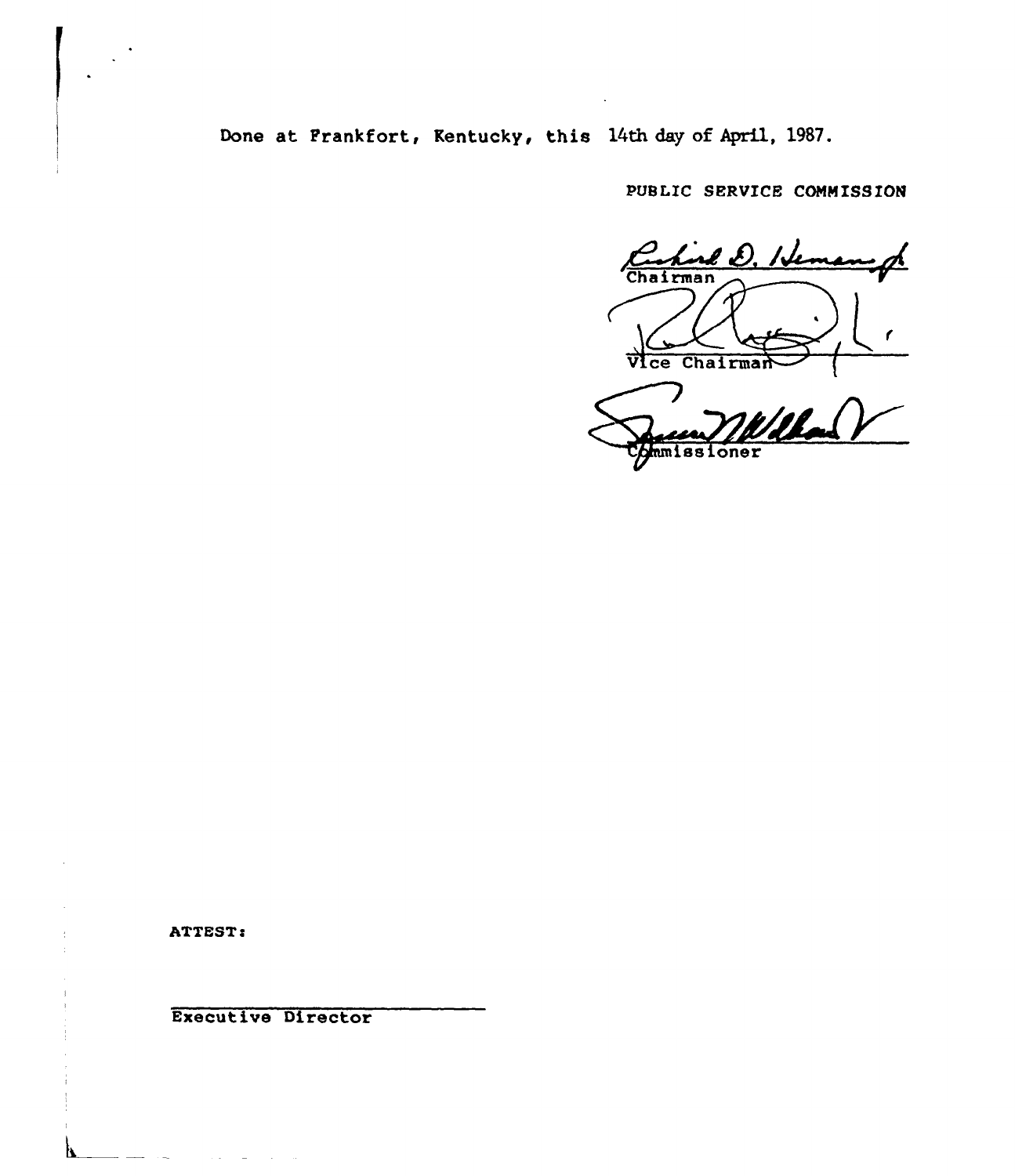Done at Frankfort, Kentucky, this 14th day of April, 1987.

PUBLIC SERVICE COMMISSION

Chairman

Vice Chairman

Commissioner

ATTEST:

Executive Director